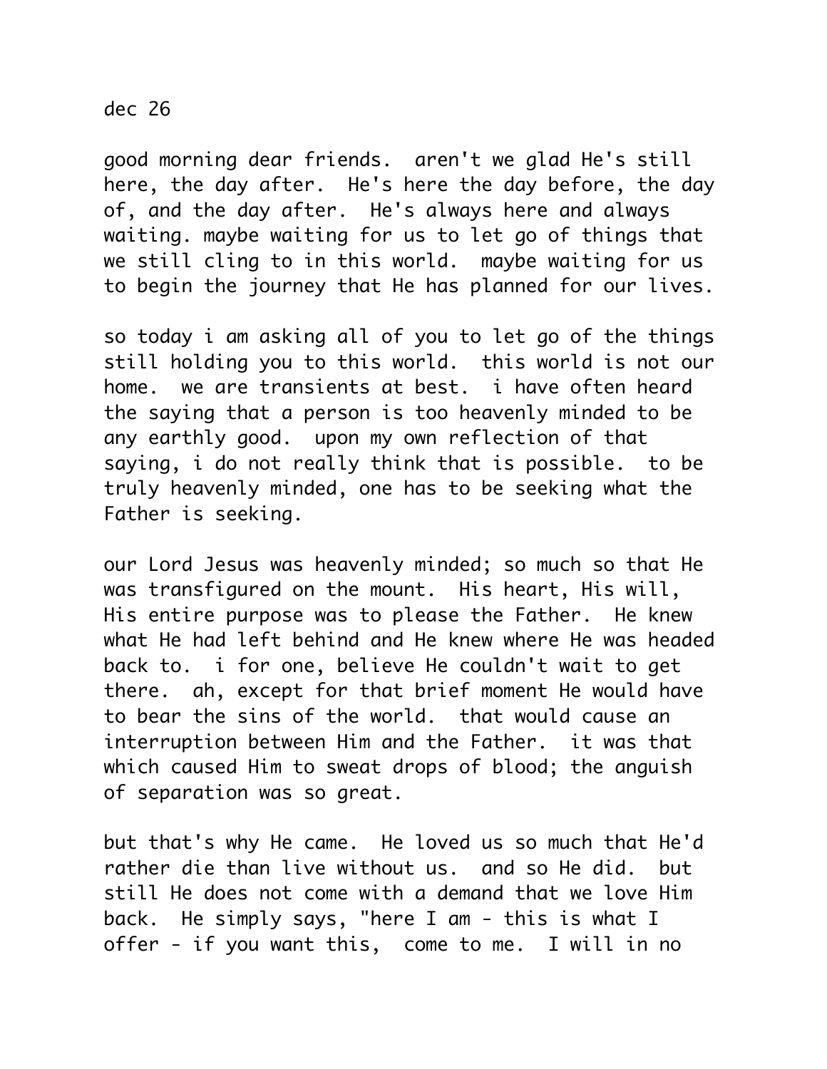dec 26

good morning dear friends. aren't we glad He's still here, the day after. He's here the day before, the day of, and the day after. He's always here and always waiting. maybe waiting for us to let go of things that we still cling to in this world. maybe waiting for us to begin the journey that He has planned for our lives.

so today i am asking all of you to let go of the things still holding you to this world. this world is not our home. we are transients at best. i have often heard the saying that a person is too heavenly minded to be any earthly good. upon my own reflection of that saying, i do not really think that is possible. to be truly heavenly minded, one has to be seeking what the Father is seeking.

our Lord Jesus was heavenly minded; so much so that He was transfigured on the mount. His heart, His will, His entire purpose was to please the Father. He knew what He had left behind and He knew where He was headed back to. i for one, believe He couldn't wait to get there. ah, except for that brief moment He would have to bear the sins of the world. that would cause an interruption between Him and the Father. it was that which caused Him to sweat drops of blood; the anguish of separation was so great.

but that's why He came. He loved us so much that He'd rather die than live without us. and so He did. but still He does not come with a demand that we love Him back. He simply says, "here I am - this is what I offer - if you want this, come to me. I will in no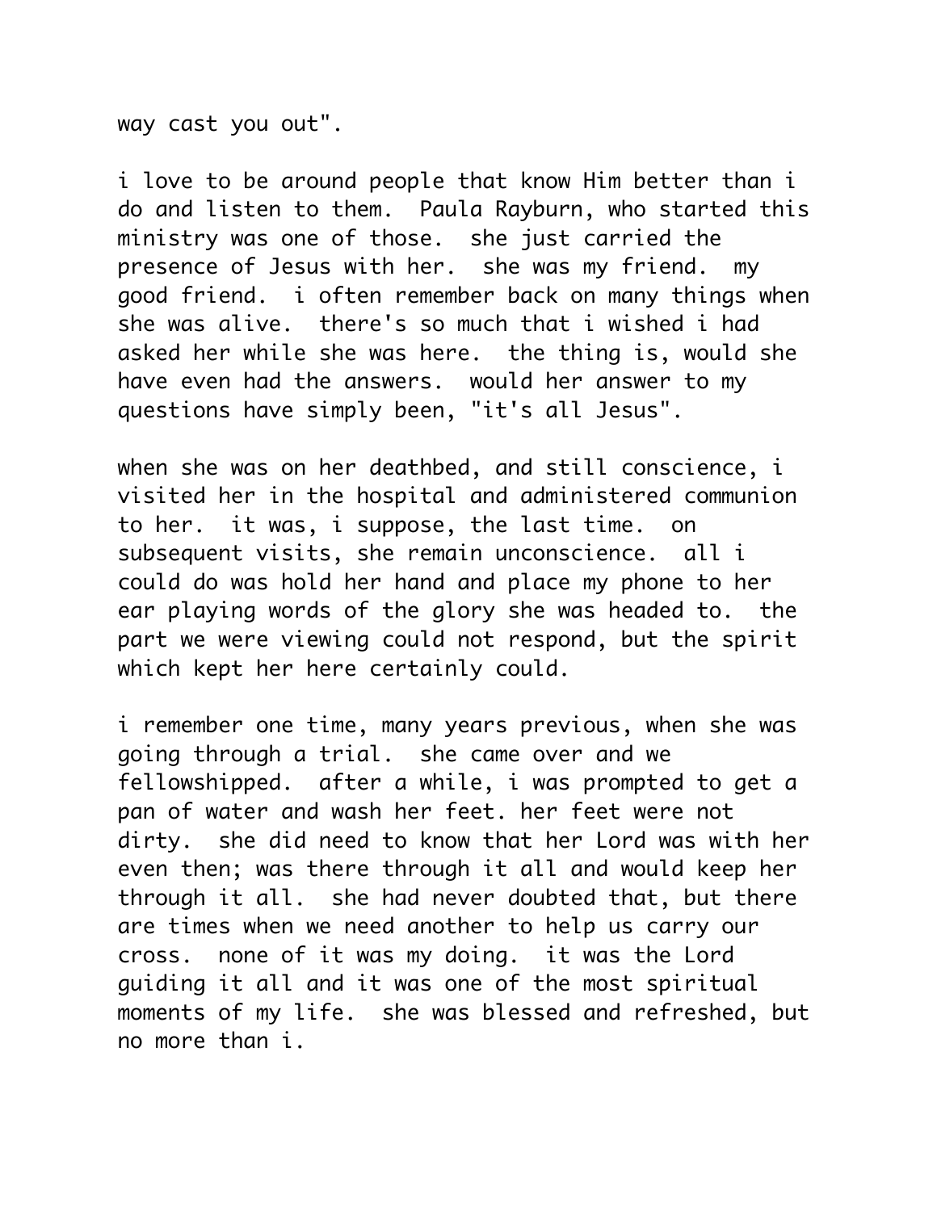way cast you out".

i love to be around people that know Him better than i do and listen to them.  Paula Rayburn, who started this ministry was one of those.  she just carried the presence of Jesus with her.  she was my friend.  my good friend.  i often remember back on many things when she was alive.  there's so much that i wished i had asked her while she was here.  the thing is, would she have even had the answers.  would her answer to my questions have simply been, "it's all Jesus".

when she was on her deathbed, and still conscience, i visited her in the hospital and administered communion to her.  it was, i suppose, the last time.  on subsequent visits, she remain unconscience.  all i could do was hold her hand and place my phone to her ear playing words of the glory she was headed to.  the part we were viewing could not respond, but the spirit which kept her here certainly could.

i remember one time, many years previous, when she was going through a trial.  she came over and we fellowshipped.  after a while, i was prompted to get a pan of water and wash her feet. her feet were not dirty.  she did need to know that her Lord was with her even then; was there through it all and would keep her through it all.  she had never doubted that, but there are times when we need another to help us carry our cross.  none of it was my doing.  it was the Lord guiding it all and it was one of the most spiritual moments of my life.  she was blessed and refreshed, but no more than i.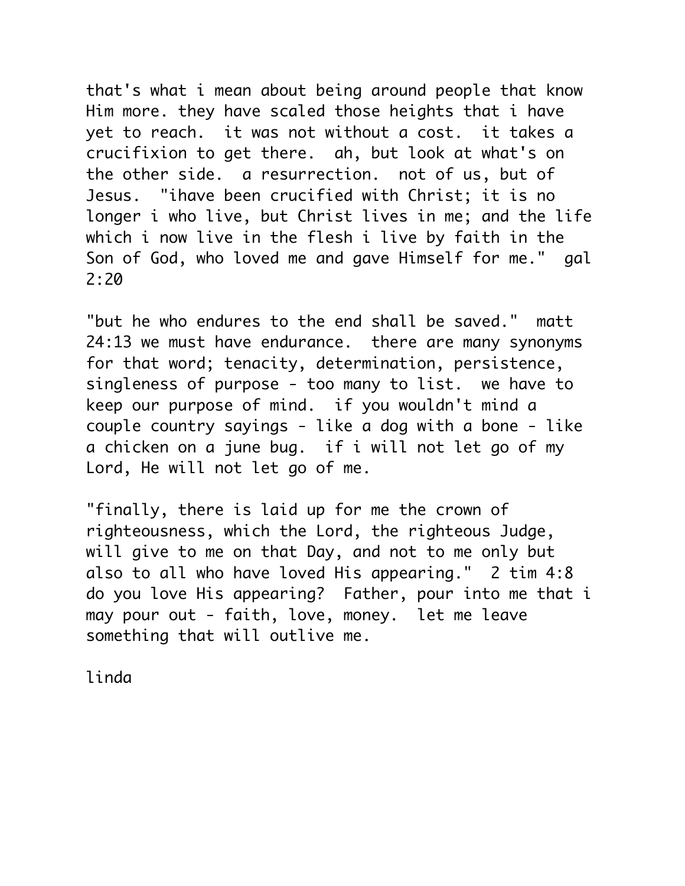that's what i mean about being around people that know Him more. they have scaled those heights that i have yet to reach. it was not without a cost. it takes a crucifixion to get there. ah, but look at what's on the other side. a resurrection. not of us, but of Jesus. "ihave been crucified with Christ; it is no longer i who live, but Christ lives in me; and the life which i now live in the flesh i live by faith in the Son of God, who loved me and gave Himself for me." gal 2:20

"but he who endures to the end shall be saved." matt 24:13 we must have endurance. there are many synonyms for that word; tenacity, determination, persistence, singleness of purpose - too many to list. we have to keep our purpose of mind. if you wouldn't mind a couple country sayings - like a dog with a bone - like a chicken on a june bug. if i will not let go of my Lord, He will not let go of me.

"finally, there is laid up for me the crown of righteousness, which the Lord, the righteous Judge, will give to me on that Day, and not to me only but also to all who have loved His appearing." 2 tim 4:8 do you love His appearing? Father, pour into me that i may pour out - faith, love, money. let me leave something that will outlive me.

linda